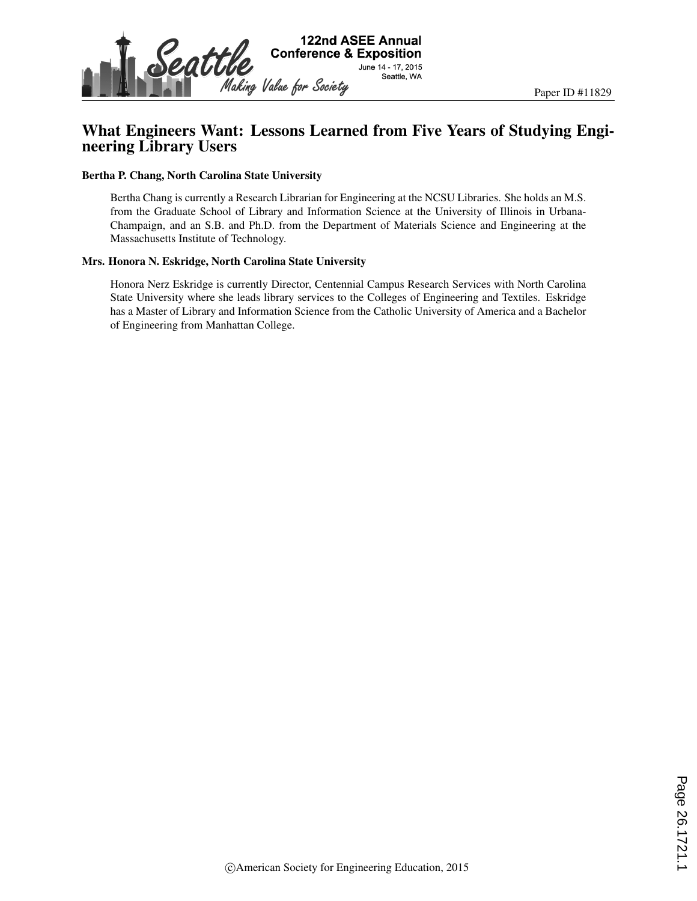Paper ID #11829

# What Engineers Want: Lessons Learned from Five Years of Studying Engineering Library Users

**Bertha P. Chang, North Carolina State University**

Bertha Chang is currently a Research Librarian for Engineering at the NCSU Libraries. She holds an M.S. from the Graduate School of Library and Information Science at the University of Illinois in Urbana-Champaign, and an S.B. and Ph.D. from the Department of Materials Science and Engineering at the Massachusetts Institute of Technology.

**Mrs. Honora N. Eskridge, North Carolina State University**

Honora Nerz Eskridge is currently Director, Centennial Campus Research Services with North Carolina State University where she leads library services to the Colleges of Engineering and Textiles. Eskridge has a Master of Library and Information Science from the Catholic University of America and a Bachelor of Engineering from Manhattan College.

©American Society for Engineering Education, 2015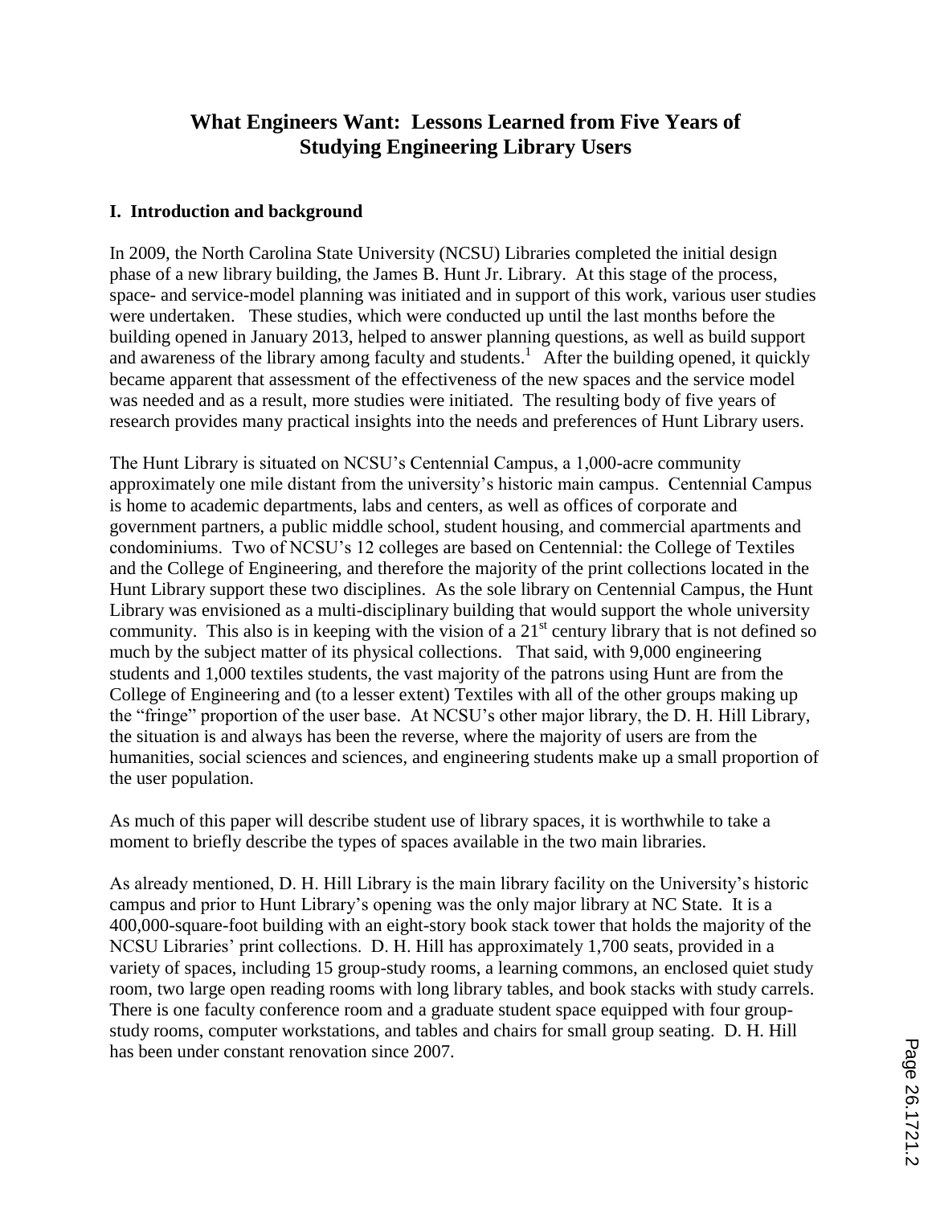# What Engineers Want: Lessons Learned from Five Years of Studying Engineering Library Users

## I. Introduction and background

In 2009, the North Carolina State University (NCSU) Libraries completed the initial design phase of a new library building, the James B. Hunt Jr. Library. At this stage of the process, space- and service-model planning was initiated and in support of this work, various user studies were undertaken. These studies, which were conducted up until the last months before the building opened in January 2013, helped to answer planning questions, as well as build support and awareness of the library among faculty and students.[1] After the building opened, it quickly became apparent that assessment of the effectiveness of the new spaces and the service model was needed and as a result, more studies were initiated. The resulting body of five years of research provides many practical insights into the needs and preferences of Hunt Library users.

The Hunt Library is situated on NCSU's Centennial Campus, a 1,000-acre community approximately one mile distant from the university's historic main campus. Centennial Campus is home to academic departments, labs and centers, as well as offices of corporate and government partners, a public middle school, student housing, and commercial apartments and condominiums. Two of NCSU's 12 colleges are based on Centennial: the College of Textiles and the College of Engineering, and therefore the majority of the print collections located in the Hunt Library support these two disciplines. As the sole library on Centennial Campus, the Hunt Library was envisioned as a multi-disciplinary building that would support the whole university community. This also is in keeping with the vision of a 21st century library that is not defined so much by the subject matter of its physical collections. That said, with 9,000 engineering students and 1,000 textiles students, the vast majority of the patrons using Hunt are from the College of Engineering and (to a lesser extent) Textiles with all of the other groups making up the "fringe" proportion of the user base. At NCSU's other major library, the D. H. Hill Library, the situation is and always has been the reverse, where the majority of users are from the humanities, social sciences and sciences, and engineering students make up a small proportion of the user population.

As much of this paper will describe student use of library spaces, it is worthwhile to take a moment to briefly describe the types of spaces available in the two main libraries.

As already mentioned, D. H. Hill Library is the main library facility on the University's historic campus and prior to Hunt Library's opening was the only major library at NC State. It is a 400,000-square-foot building with an eight-story book stack tower that holds the majority of the NCSU Libraries' print collections. D. H. Hill has approximately 1,700 seats, provided in a variety of spaces, including 15 group-study rooms, a learning commons, an enclosed quiet study room, two large open reading rooms with long library tables, and book stacks with study carrels. There is one faculty conference room and a graduate student space equipped with four group-study rooms, computer workstations, and tables and chairs for small group seating. D. H. Hill has been under constant renovation since 2007.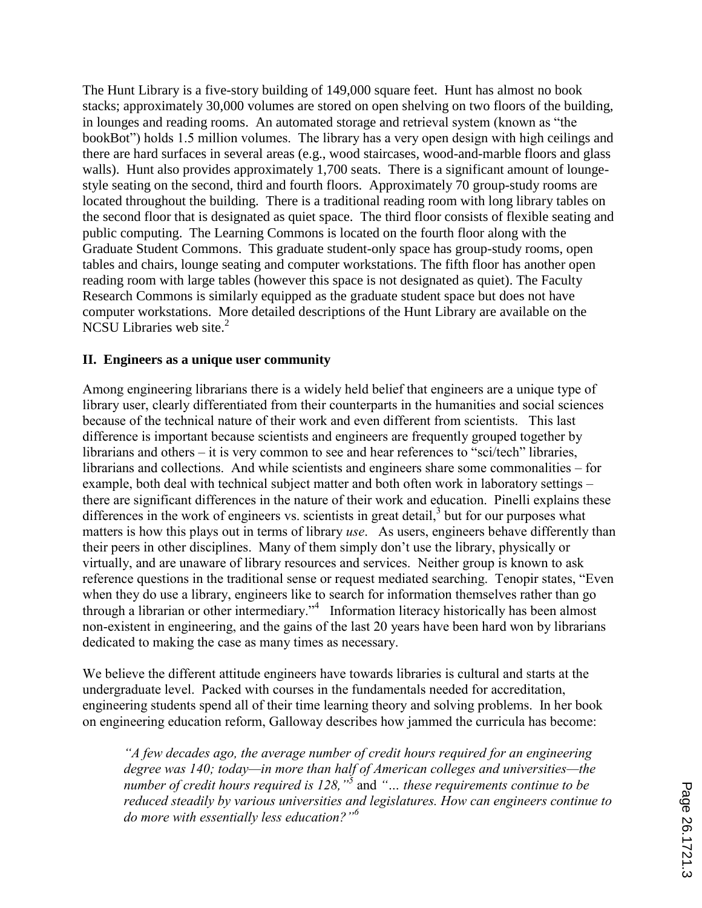The Hunt Library is a five-story building of 149,000 square feet. Hunt has almost no book stacks; approximately 30,000 volumes are stored on open shelving on two floors of the building, in lounges and reading rooms. An automated storage and retrieval system (known as "the bookBot") holds 1.5 million volumes. The library has a very open design with high ceilings and there are hard surfaces in several areas (e.g., wood staircases, wood-and-marble floors and glass walls). Hunt also provides approximately 1,700 seats. There is a significant amount of lounge-style seating on the second, third and fourth floors. Approximately 70 group-study rooms are located throughout the building. There is a traditional reading room with long library tables on the second floor that is designated as quiet space. The third floor consists of flexible seating and public computing. The Learning Commons is located on the fourth floor along with the Graduate Student Commons. This graduate student-only space has group-study rooms, open tables and chairs, lounge seating and computer workstations. The fifth floor has another open reading room with large tables (however this space is not designated as quiet). The Faculty Research Commons is similarly equipped as the graduate student space but does not have computer workstations. More detailed descriptions of the Hunt Library are available on the NCSU Libraries web site.[2]

## II. Engineers as a unique user community

Among engineering librarians there is a widely held belief that engineers are a unique type of library user, clearly differentiated from their counterparts in the humanities and social sciences because of the technical nature of their work and even different from scientists. This last difference is important because scientists and engineers are frequently grouped together by librarians and others – it is very common to see and hear references to "sci/tech" libraries, librarians and collections. And while scientists and engineers share some commonalities – for example, both deal with technical subject matter and both often work in laboratory settings – there are significant differences in the nature of their work and education. Pinelli explains these differences in the work of engineers vs. scientists in great detail,[3] but for our purposes what matters is how this plays out in terms of library *use*. As users, engineers behave differently than their peers in other disciplines. Many of them simply don't use the library, physically or virtually, and are unaware of library resources and services. Neither group is known to ask reference questions in the traditional sense or request mediated searching. Tenopir states, "Even when they do use a library, engineers like to search for information themselves rather than go through a librarian or other intermediary."[4] Information literacy historically has been almost non-existent in engineering, and the gains of the last 20 years have been hard won by librarians dedicated to making the case as many times as necessary.

We believe the different attitude engineers have towards libraries is cultural and starts at the undergraduate level. Packed with courses in the fundamentals needed for accreditation, engineering students spend all of their time learning theory and solving problems. In her book on engineering education reform, Galloway describes how jammed the curricula has become:

> *"A few decades ago, the average number of credit hours required for an engineering degree was 140; today—in more than half of American colleges and universities—the number of credit hours required is 128,"*[5] and *"… these requirements continue to be reduced steadily by various universities and legislatures. How can engineers continue to do more with essentially less education?"*[6]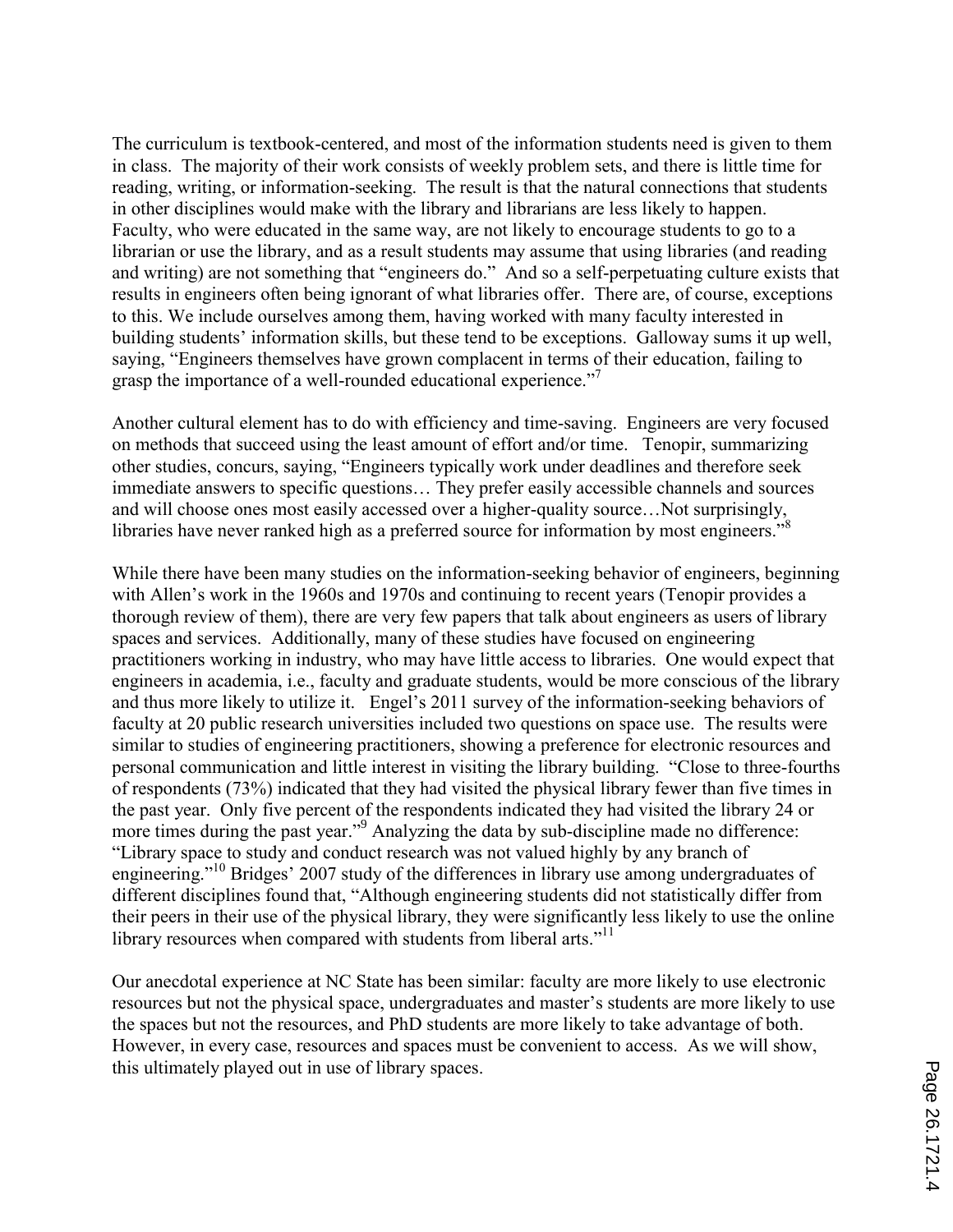The curriculum is textbook-centered, and most of the information students need is given to them in class. The majority of their work consists of weekly problem sets, and there is little time for reading, writing, or information-seeking. The result is that the natural connections that students in other disciplines would make with the library and librarians are less likely to happen. Faculty, who were educated in the same way, are not likely to encourage students to go to a librarian or use the library, and as a result students may assume that using libraries (and reading and writing) are not something that "engineers do." And so a self-perpetuating culture exists that results in engineers often being ignorant of what libraries offer. There are, of course, exceptions to this. We include ourselves among them, having worked with many faculty interested in building students' information skills, but these tend to be exceptions. Galloway sums it up well, saying, "Engineers themselves have grown complacent in terms of their education, failing to grasp the importance of a well-rounded educational experience."[7]

Another cultural element has to do with efficiency and time-saving. Engineers are very focused on methods that succeed using the least amount of effort and/or time. Tenopir, summarizing other studies, concurs, saying, "Engineers typically work under deadlines and therefore seek immediate answers to specific questions… They prefer easily accessible channels and sources and will choose ones most easily accessed over a higher-quality source…Not surprisingly, libraries have never ranked high as a preferred source for information by most engineers."[8]

While there have been many studies on the information-seeking behavior of engineers, beginning with Allen's work in the 1960s and 1970s and continuing to recent years (Tenopir provides a thorough review of them), there are very few papers that talk about engineers as users of library spaces and services. Additionally, many of these studies have focused on engineering practitioners working in industry, who may have little access to libraries. One would expect that engineers in academia, i.e., faculty and graduate students, would be more conscious of the library and thus more likely to utilize it. Engel's 2011 survey of the information-seeking behaviors of faculty at 20 public research universities included two questions on space use. The results were similar to studies of engineering practitioners, showing a preference for electronic resources and personal communication and little interest in visiting the library building. "Close to three-fourths of respondents (73%) indicated that they had visited the physical library fewer than five times in the past year. Only five percent of the respondents indicated they had visited the library 24 or more times during the past year."[9] Analyzing the data by sub-discipline made no difference: "Library space to study and conduct research was not valued highly by any branch of engineering."[10] Bridges' 2007 study of the differences in library use among undergraduates of different disciplines found that, "Although engineering students did not statistically differ from their peers in their use of the physical library, they were significantly less likely to use the online library resources when compared with students from liberal arts."[11]

Our anecdotal experience at NC State has been similar: faculty are more likely to use electronic resources but not the physical space, undergraduates and master's students are more likely to use the spaces but not the resources, and PhD students are more likely to take advantage of both. However, in every case, resources and spaces must be convenient to access. As we will show, this ultimately played out in use of library spaces.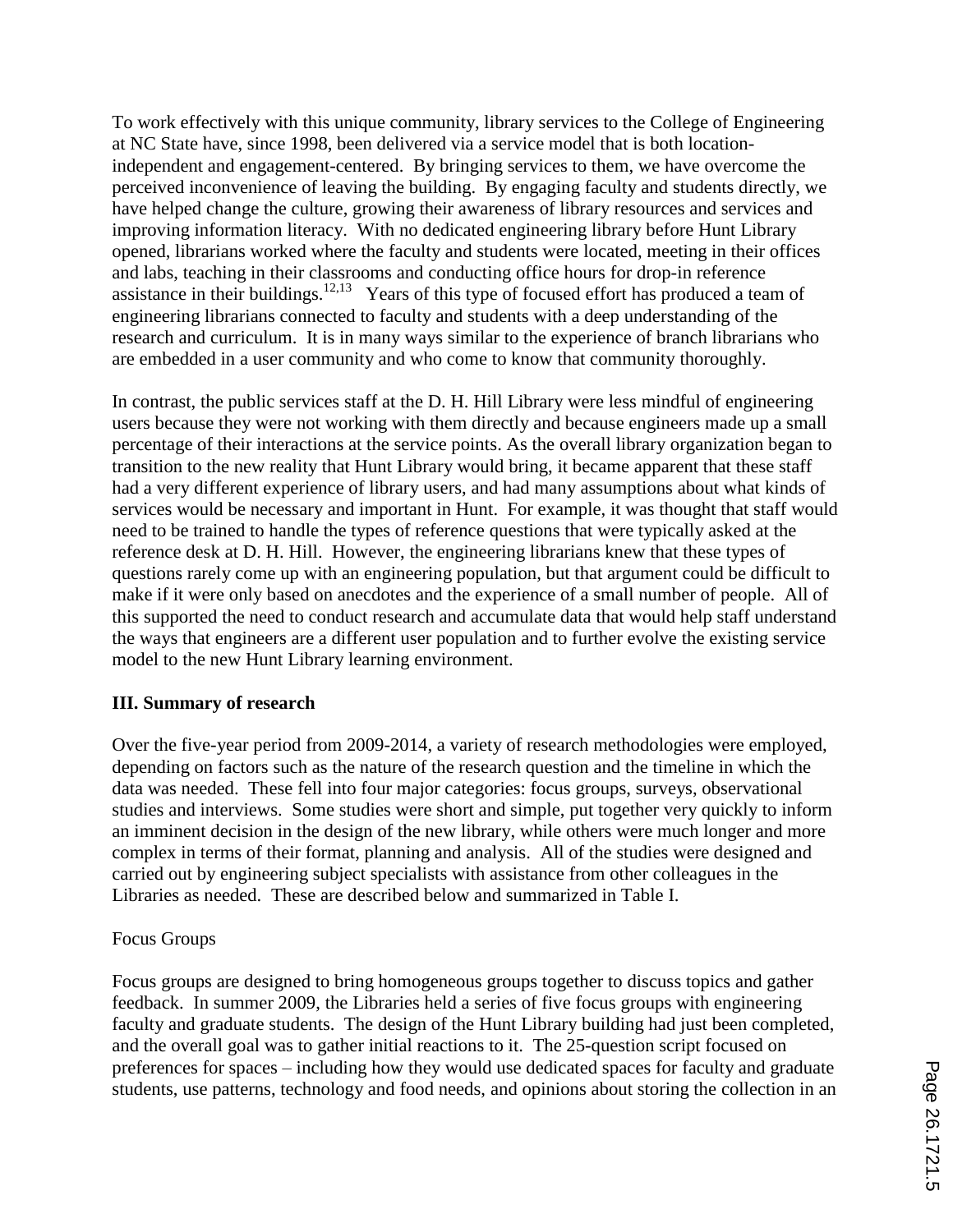To work effectively with this unique community, library services to the College of Engineering at NC State have, since 1998, been delivered via a service model that is both location-independent and engagement-centered. By bringing services to them, we have overcome the perceived inconvenience of leaving the building. By engaging faculty and students directly, we have helped change the culture, growing their awareness of library resources and services and improving information literacy. With no dedicated engineering library before Hunt Library opened, librarians worked where the faculty and students were located, meeting in their offices and labs, teaching in their classrooms and conducting office hours for drop-in reference assistance in their buildings.[12,13] Years of this type of focused effort has produced a team of engineering librarians connected to faculty and students with a deep understanding of the research and curriculum. It is in many ways similar to the experience of branch librarians who are embedded in a user community and who come to know that community thoroughly.

In contrast, the public services staff at the D. H. Hill Library were less mindful of engineering users because they were not working with them directly and because engineers made up a small percentage of their interactions at the service points. As the overall library organization began to transition to the new reality that Hunt Library would bring, it became apparent that these staff had a very different experience of library users, and had many assumptions about what kinds of services would be necessary and important in Hunt. For example, it was thought that staff would need to be trained to handle the types of reference questions that were typically asked at the reference desk at D. H. Hill. However, the engineering librarians knew that these types of questions rarely come up with an engineering population, but that argument could be difficult to make if it were only based on anecdotes and the experience of a small number of people. All of this supported the need to conduct research and accumulate data that would help staff understand the ways that engineers are a different user population and to further evolve the existing service model to the new Hunt Library learning environment.

## III. Summary of research

Over the five-year period from 2009-2014, a variety of research methodologies were employed, depending on factors such as the nature of the research question and the timeline in which the data was needed. These fell into four major categories: focus groups, surveys, observational studies and interviews. Some studies were short and simple, put together very quickly to inform an imminent decision in the design of the new library, while others were much longer and more complex in terms of their format, planning and analysis. All of the studies were designed and carried out by engineering subject specialists with assistance from other colleagues in the Libraries as needed. These are described below and summarized in Table I.

### Focus Groups

Focus groups are designed to bring homogeneous groups together to discuss topics and gather feedback. In summer 2009, the Libraries held a series of five focus groups with engineering faculty and graduate students. The design of the Hunt Library building had just been completed, and the overall goal was to gather initial reactions to it. The 25-question script focused on preferences for spaces – including how they would use dedicated spaces for faculty and graduate students, use patterns, technology and food needs, and opinions about storing the collection in an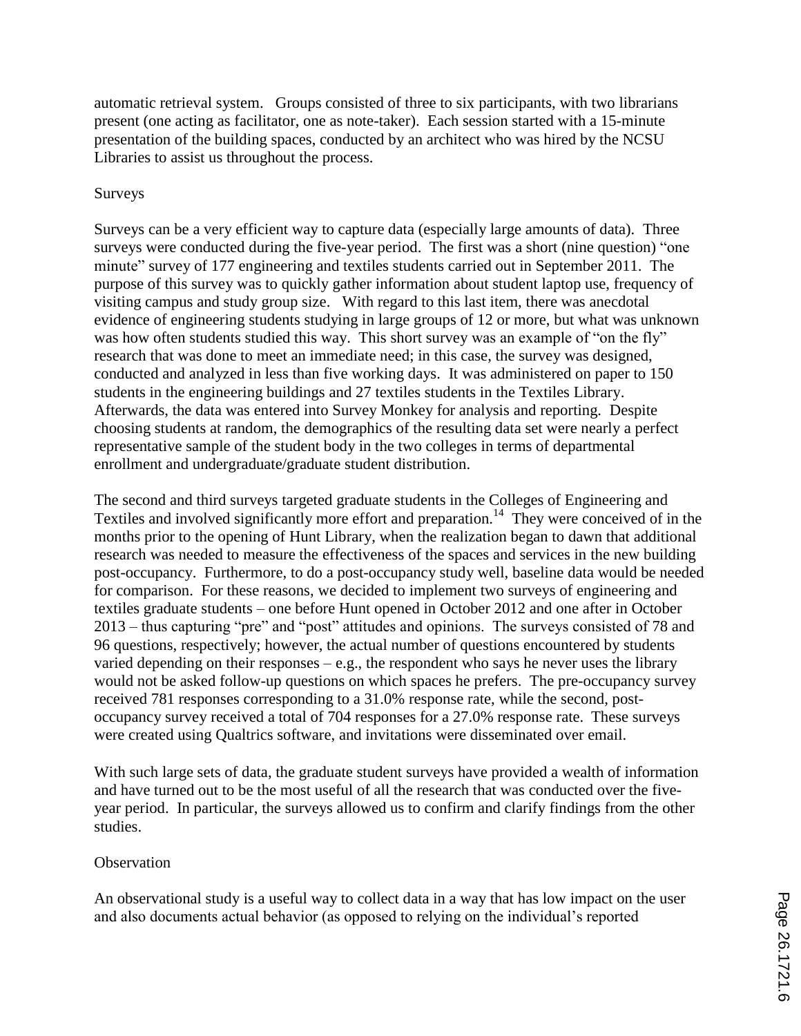automatic retrieval system. Groups consisted of three to six participants, with two librarians present (one acting as facilitator, one as note-taker). Each session started with a 15-minute presentation of the building spaces, conducted by an architect who was hired by the NCSU Libraries to assist us throughout the process.

### Surveys

Surveys can be a very efficient way to capture data (especially large amounts of data). Three surveys were conducted during the five-year period. The first was a short (nine question) "one minute" survey of 177 engineering and textiles students carried out in September 2011. The purpose of this survey was to quickly gather information about student laptop use, frequency of visiting campus and study group size. With regard to this last item, there was anecdotal evidence of engineering students studying in large groups of 12 or more, but what was unknown was how often students studied this way. This short survey was an example of "on the fly" research that was done to meet an immediate need; in this case, the survey was designed, conducted and analyzed in less than five working days. It was administered on paper to 150 students in the engineering buildings and 27 textiles students in the Textiles Library. Afterwards, the data was entered into Survey Monkey for analysis and reporting. Despite choosing students at random, the demographics of the resulting data set were nearly a perfect representative sample of the student body in the two colleges in terms of departmental enrollment and undergraduate/graduate student distribution.

The second and third surveys targeted graduate students in the Colleges of Engineering and Textiles and involved significantly more effort and preparation.[14] They were conceived of in the months prior to the opening of Hunt Library, when the realization began to dawn that additional research was needed to measure the effectiveness of the spaces and services in the new building post-occupancy. Furthermore, to do a post-occupancy study well, baseline data would be needed for comparison. For these reasons, we decided to implement two surveys of engineering and textiles graduate students – one before Hunt opened in October 2012 and one after in October 2013 – thus capturing "pre" and "post" attitudes and opinions. The surveys consisted of 78 and 96 questions, respectively; however, the actual number of questions encountered by students varied depending on their responses – e.g., the respondent who says he never uses the library would not be asked follow-up questions on which spaces he prefers. The pre-occupancy survey received 781 responses corresponding to a 31.0% response rate, while the second, post-occupancy survey received a total of 704 responses for a 27.0% response rate. These surveys were created using Qualtrics software, and invitations were disseminated over email.

With such large sets of data, the graduate student surveys have provided a wealth of information and have turned out to be the most useful of all the research that was conducted over the five-year period. In particular, the surveys allowed us to confirm and clarify findings from the other studies.

### Observation

An observational study is a useful way to collect data in a way that has low impact on the user and also documents actual behavior (as opposed to relying on the individual's reported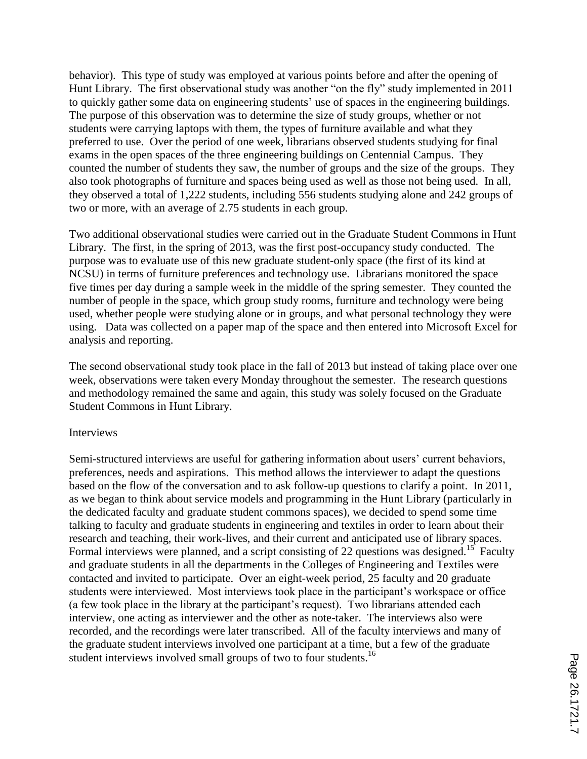behavior). This type of study was employed at various points before and after the opening of Hunt Library. The first observational study was another "on the fly" study implemented in 2011 to quickly gather some data on engineering students' use of spaces in the engineering buildings. The purpose of this observation was to determine the size of study groups, whether or not students were carrying laptops with them, the types of furniture available and what they preferred to use. Over the period of one week, librarians observed students studying for final exams in the open spaces of the three engineering buildings on Centennial Campus. They counted the number of students they saw, the number of groups and the size of the groups. They also took photographs of furniture and spaces being used as well as those not being used. In all, they observed a total of 1,222 students, including 556 students studying alone and 242 groups of two or more, with an average of 2.75 students in each group.

Two additional observational studies were carried out in the Graduate Student Commons in Hunt Library. The first, in the spring of 2013, was the first post-occupancy study conducted. The purpose was to evaluate use of this new graduate student-only space (the first of its kind at NCSU) in terms of furniture preferences and technology use. Librarians monitored the space five times per day during a sample week in the middle of the spring semester. They counted the number of people in the space, which group study rooms, furniture and technology were being used, whether people were studying alone or in groups, and what personal technology they were using. Data was collected on a paper map of the space and then entered into Microsoft Excel for analysis and reporting.

The second observational study took place in the fall of 2013 but instead of taking place over one week, observations were taken every Monday throughout the semester. The research questions and methodology remained the same and again, this study was solely focused on the Graduate Student Commons in Hunt Library.

Interviews

Semi-structured interviews are useful for gathering information about users' current behaviors, preferences, needs and aspirations. This method allows the interviewer to adapt the questions based on the flow of the conversation and to ask follow-up questions to clarify a point. In 2011, as we began to think about service models and programming in the Hunt Library (particularly in the dedicated faculty and graduate student commons spaces), we decided to spend some time talking to faculty and graduate students in engineering and textiles in order to learn about their research and teaching, their work-lives, and their current and anticipated use of library spaces. Formal interviews were planned, and a script consisting of 22 questions was designed.[15] Faculty and graduate students in all the departments in the Colleges of Engineering and Textiles were contacted and invited to participate. Over an eight-week period, 25 faculty and 20 graduate students were interviewed. Most interviews took place in the participant's workspace or office (a few took place in the library at the participant's request). Two librarians attended each interview, one acting as interviewer and the other as note-taker. The interviews also were recorded, and the recordings were later transcribed. All of the faculty interviews and many of the graduate student interviews involved one participant at a time, but a few of the graduate student interviews involved small groups of two to four students.[16]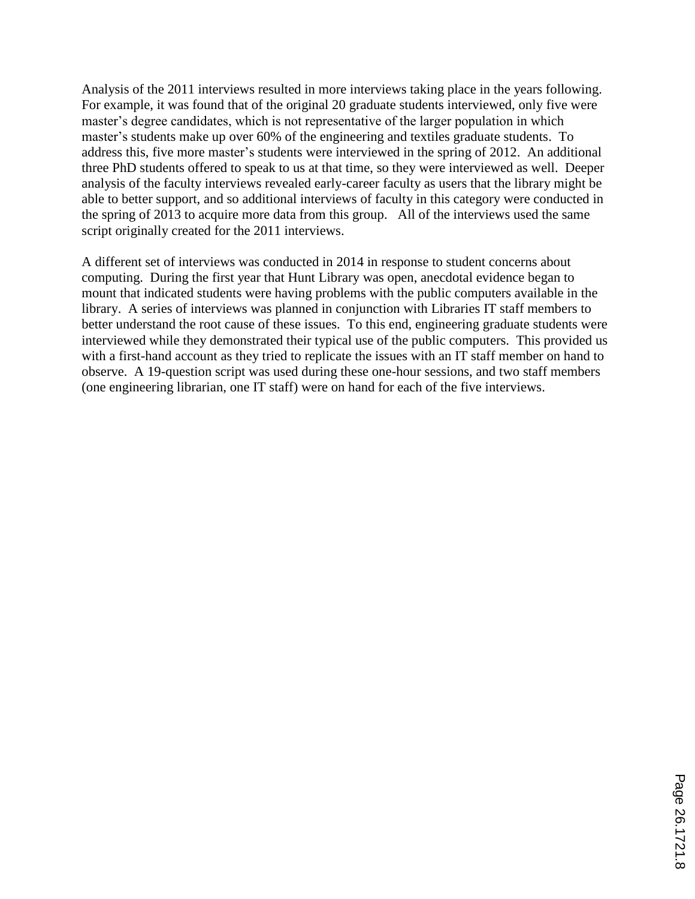Analysis of the 2011 interviews resulted in more interviews taking place in the years following. For example, it was found that of the original 20 graduate students interviewed, only five were master's degree candidates, which is not representative of the larger population in which master's students make up over 60% of the engineering and textiles graduate students. To address this, five more master's students were interviewed in the spring of 2012. An additional three PhD students offered to speak to us at that time, so they were interviewed as well. Deeper analysis of the faculty interviews revealed early-career faculty as users that the library might be able to better support, and so additional interviews of faculty in this category were conducted in the spring of 2013 to acquire more data from this group. All of the interviews used the same script originally created for the 2011 interviews.

A different set of interviews was conducted in 2014 in response to student concerns about computing. During the first year that Hunt Library was open, anecdotal evidence began to mount that indicated students were having problems with the public computers available in the library. A series of interviews was planned in conjunction with Libraries IT staff members to better understand the root cause of these issues. To this end, engineering graduate students were interviewed while they demonstrated their typical use of the public computers. This provided us with a first-hand account as they tried to replicate the issues with an IT staff member on hand to observe. A 19-question script was used during these one-hour sessions, and two staff members (one engineering librarian, one IT staff) were on hand for each of the five interviews.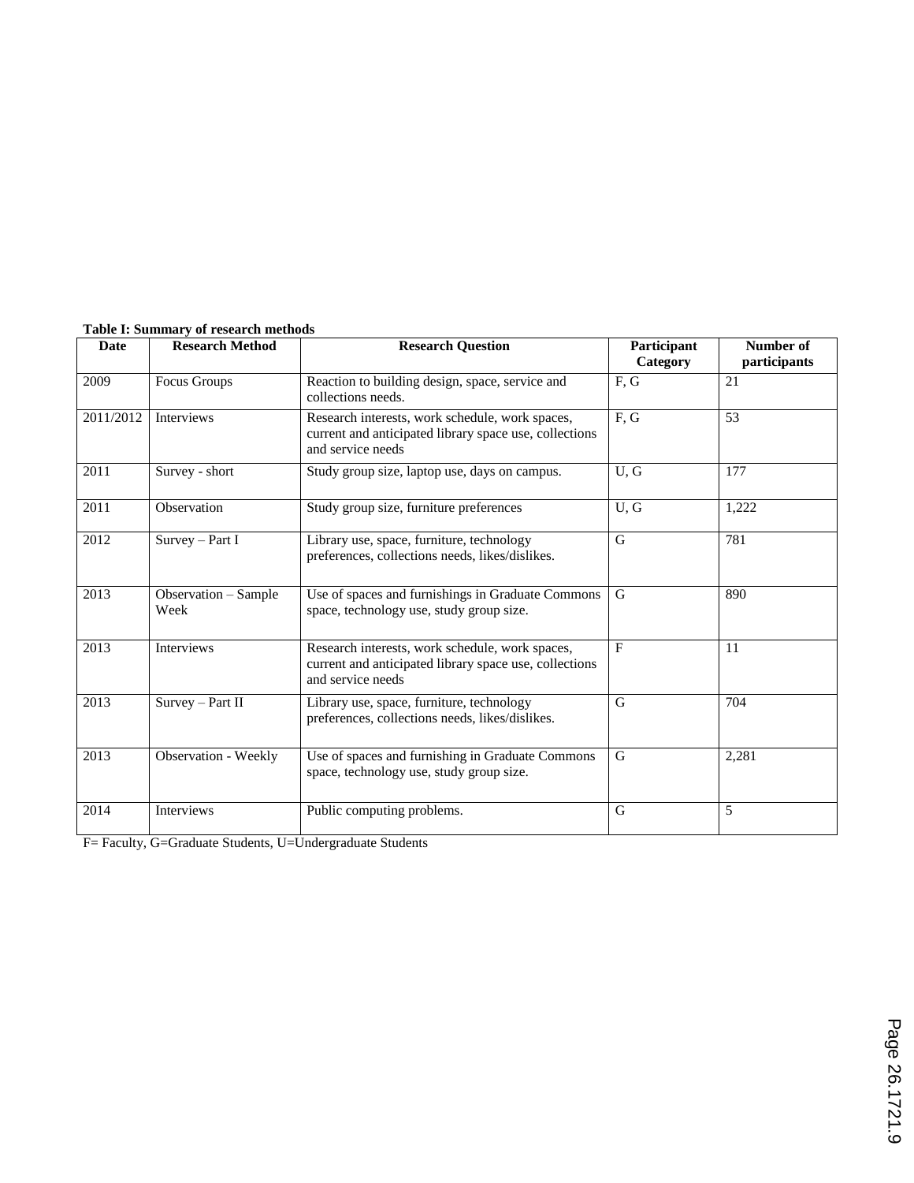**Table I: Summary of research methods**

| Date | Research Method | Research Question | Participant Category | Number of participants |
|---|---|---|---|---|
| 2009 | Focus Groups | Reaction to building design, space, service and collections needs. | F, G | 21 |
| 2011/2012 | Interviews | Research interests, work schedule, work spaces, current and anticipated library space use, collections and service needs | F, G | 53 |
| 2011 | Survey - short | Study group size, laptop use, days on campus. | U, G | 177 |
| 2011 | Observation | Study group size, furniture preferences | U, G | 1,222 |
| 2012 | Survey – Part I | Library use, space, furniture, technology preferences, collections needs, likes/dislikes. | G | 781 |
| 2013 | Observation – Sample Week | Use of spaces and furnishings in Graduate Commons space, technology use, study group size. | G | 890 |
| 2013 | Interviews | Research interests, work schedule, work spaces, current and anticipated library space use, collections and service needs | F | 11 |
| 2013 | Survey – Part II | Library use, space, furniture, technology preferences, collections needs, likes/dislikes. | G | 704 |
| 2013 | Observation - Weekly | Use of spaces and furnishing in Graduate Commons space, technology use, study group size. | G | 2,281 |
| 2014 | Interviews | Public computing problems. | G | 5 |

F= Faculty, G=Graduate Students, U=Undergraduate Students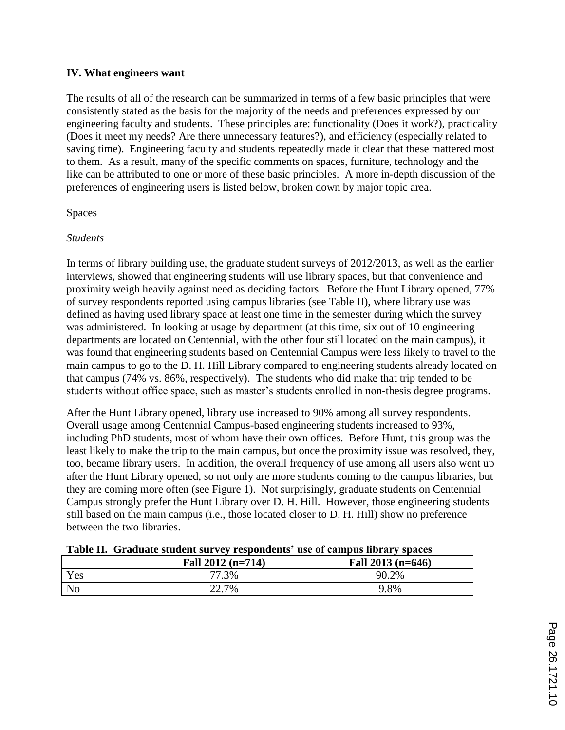## IV. What engineers want

The results of all of the research can be summarized in terms of a few basic principles that were consistently stated as the basis for the majority of the needs and preferences expressed by our engineering faculty and students. These principles are: functionality (Does it work?), practicality (Does it meet my needs? Are there unnecessary features?), and efficiency (especially related to saving time). Engineering faculty and students repeatedly made it clear that these mattered most to them. As a result, many of the specific comments on spaces, furniture, technology and the like can be attributed to one or more of these basic principles. A more in-depth discussion of the preferences of engineering users is listed below, broken down by major topic area.

### Spaces

#### *Students*

In terms of library building use, the graduate student surveys of 2012/2013, as well as the earlier interviews, showed that engineering students will use library spaces, but that convenience and proximity weigh heavily against need as deciding factors. Before the Hunt Library opened, 77% of survey respondents reported using campus libraries (see Table II), where library use was defined as having used library space at least one time in the semester during which the survey was administered. In looking at usage by department (at this time, six out of 10 engineering departments are located on Centennial, with the other four still located on the main campus), it was found that engineering students based on Centennial Campus were less likely to travel to the main campus to go to the D. H. Hill Library compared to engineering students already located on that campus (74% vs. 86%, respectively). The students who did make that trip tended to be students without office space, such as master's students enrolled in non-thesis degree programs.

After the Hunt Library opened, library use increased to 90% among all survey respondents. Overall usage among Centennial Campus-based engineering students increased to 93%, including PhD students, most of whom have their own offices. Before Hunt, this group was the least likely to make the trip to the main campus, but once the proximity issue was resolved, they, too, became library users. In addition, the overall frequency of use among all users also went up after the Hunt Library opened, so not only are more students coming to the campus libraries, but they are coming more often (see Figure 1). Not surprisingly, graduate students on Centennial Campus strongly prefer the Hunt Library over D. H. Hill. However, those engineering students still based on the main campus (i.e., those located closer to D. H. Hill) show no preference between the two libraries.

**Table II. Graduate student survey respondents' use of campus library spaces**

| | Fall 2012 (n=714) | Fall 2013 (n=646) |
|---|---|---|
| Yes | 77.3% | 90.2% |
| No | 22.7% | 9.8% |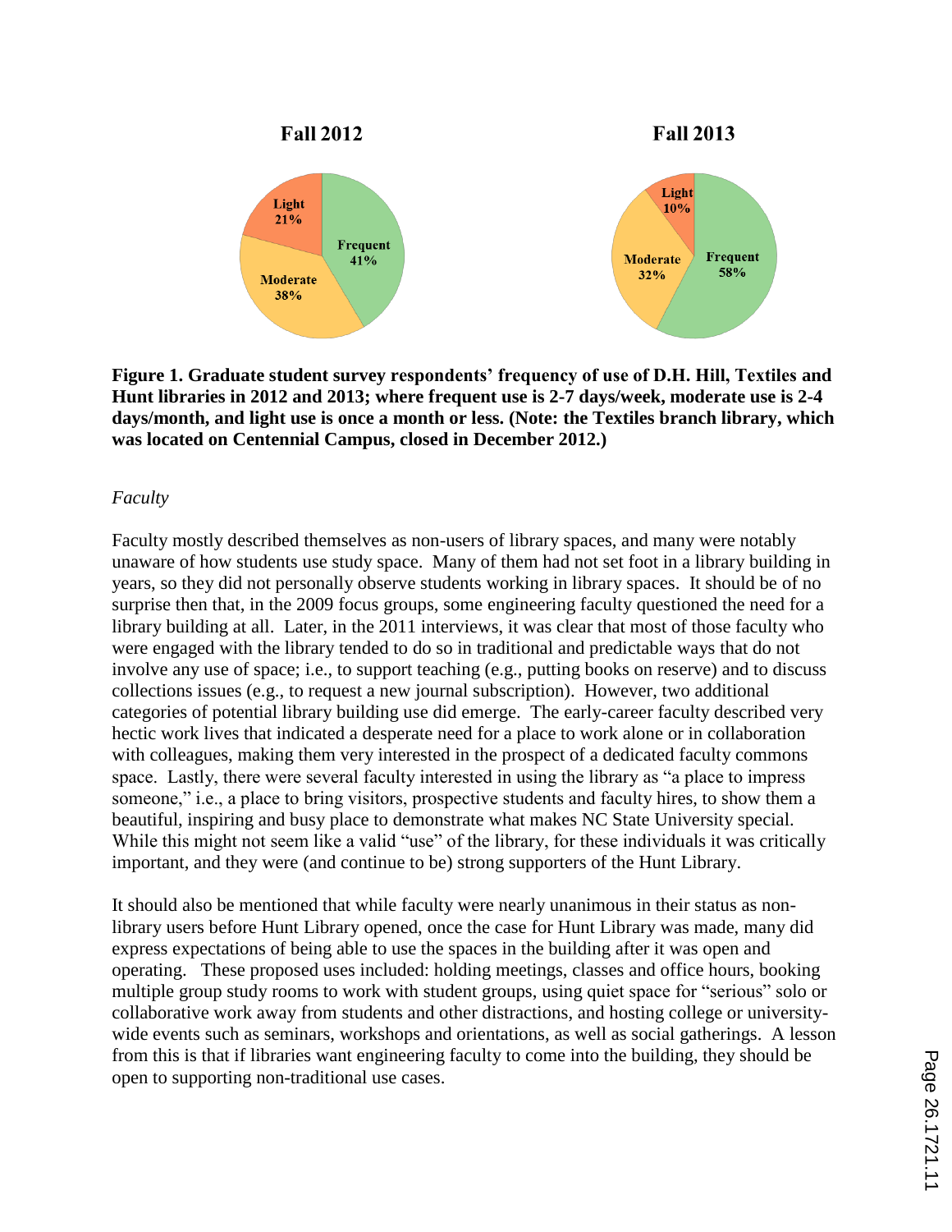**Figure 1. Graduate student survey respondents' frequency of use of D.H. Hill, Textiles and Hunt libraries in 2012 and 2013; where frequent use is 2-7 days/week, moderate use is 2-4 days/month, and light use is once a month or less. (Note: the Textiles branch library, which was located on Centennial Campus, closed in December 2012.)**

*Faculty*

Faculty mostly described themselves as non-users of library spaces, and many were notably unaware of how students use study space. Many of them had not set foot in a library building in years, so they did not personally observe students working in library spaces. It should be of no surprise then that, in the 2009 focus groups, some engineering faculty questioned the need for a library building at all. Later, in the 2011 interviews, it was clear that most of those faculty who were engaged with the library tended to do so in traditional and predictable ways that do not involve any use of space; i.e., to support teaching (e.g., putting books on reserve) and to discuss collections issues (e.g., to request a new journal subscription). However, two additional categories of potential library building use did emerge. The early-career faculty described very hectic work lives that indicated a desperate need for a place to work alone or in collaboration with colleagues, making them very interested in the prospect of a dedicated faculty commons space. Lastly, there were several faculty interested in using the library as "a place to impress someone," i.e., a place to bring visitors, prospective students and faculty hires, to show them a beautiful, inspiring and busy place to demonstrate what makes NC State University special. While this might not seem like a valid "use" of the library, for these individuals it was critically important, and they were (and continue to be) strong supporters of the Hunt Library.

It should also be mentioned that while faculty were nearly unanimous in their status as non-library users before Hunt Library opened, once the case for Hunt Library was made, many did express expectations of being able to use the spaces in the building after it was open and operating. These proposed uses included: holding meetings, classes and office hours, booking multiple group study rooms to work with student groups, using quiet space for "serious" solo or collaborative work away from students and other distractions, and hosting college or university-wide events such as seminars, workshops and orientations, as well as social gatherings. A lesson from this is that if libraries want engineering faculty to come into the building, they should be open to supporting non-traditional use cases.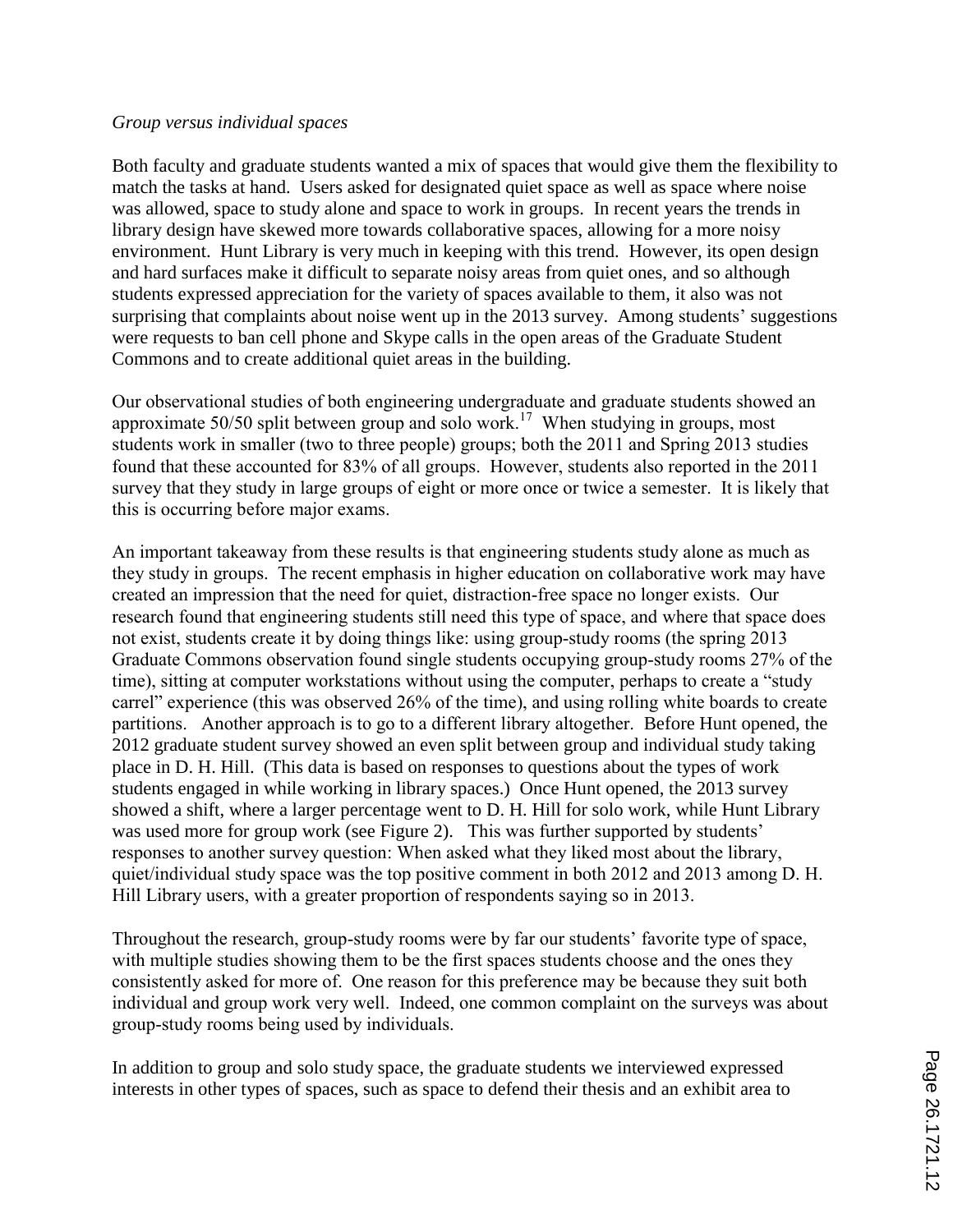*Group versus individual spaces*

Both faculty and graduate students wanted a mix of spaces that would give them the flexibility to match the tasks at hand. Users asked for designated quiet space as well as space where noise was allowed, space to study alone and space to work in groups. In recent years the trends in library design have skewed more towards collaborative spaces, allowing for a more noisy environment. Hunt Library is very much in keeping with this trend. However, its open design and hard surfaces make it difficult to separate noisy areas from quiet ones, and so although students expressed appreciation for the variety of spaces available to them, it also was not surprising that complaints about noise went up in the 2013 survey. Among students' suggestions were requests to ban cell phone and Skype calls in the open areas of the Graduate Student Commons and to create additional quiet areas in the building.

Our observational studies of both engineering undergraduate and graduate students showed an approximate 50/50 split between group and solo work.[17] When studying in groups, most students work in smaller (two to three people) groups; both the 2011 and Spring 2013 studies found that these accounted for 83% of all groups. However, students also reported in the 2011 survey that they study in large groups of eight or more once or twice a semester. It is likely that this is occurring before major exams.

An important takeaway from these results is that engineering students study alone as much as they study in groups. The recent emphasis in higher education on collaborative work may have created an impression that the need for quiet, distraction-free space no longer exists. Our research found that engineering students still need this type of space, and where that space does not exist, students create it by doing things like: using group-study rooms (the spring 2013 Graduate Commons observation found single students occupying group-study rooms 27% of the time), sitting at computer workstations without using the computer, perhaps to create a "study carrel" experience (this was observed 26% of the time), and using rolling white boards to create partitions. Another approach is to go to a different library altogether. Before Hunt opened, the 2012 graduate student survey showed an even split between group and individual study taking place in D. H. Hill. (This data is based on responses to questions about the types of work students engaged in while working in library spaces.) Once Hunt opened, the 2013 survey showed a shift, where a larger percentage went to D. H. Hill for solo work, while Hunt Library was used more for group work (see Figure 2). This was further supported by students' responses to another survey question: When asked what they liked most about the library, quiet/individual study space was the top positive comment in both 2012 and 2013 among D. H. Hill Library users, with a greater proportion of respondents saying so in 2013.

Throughout the research, group-study rooms were by far our students' favorite type of space, with multiple studies showing them to be the first spaces students choose and the ones they consistently asked for more of. One reason for this preference may be because they suit both individual and group work very well. Indeed, one common complaint on the surveys was about group-study rooms being used by individuals.

In addition to group and solo study space, the graduate students we interviewed expressed interests in other types of spaces, such as space to defend their thesis and an exhibit area to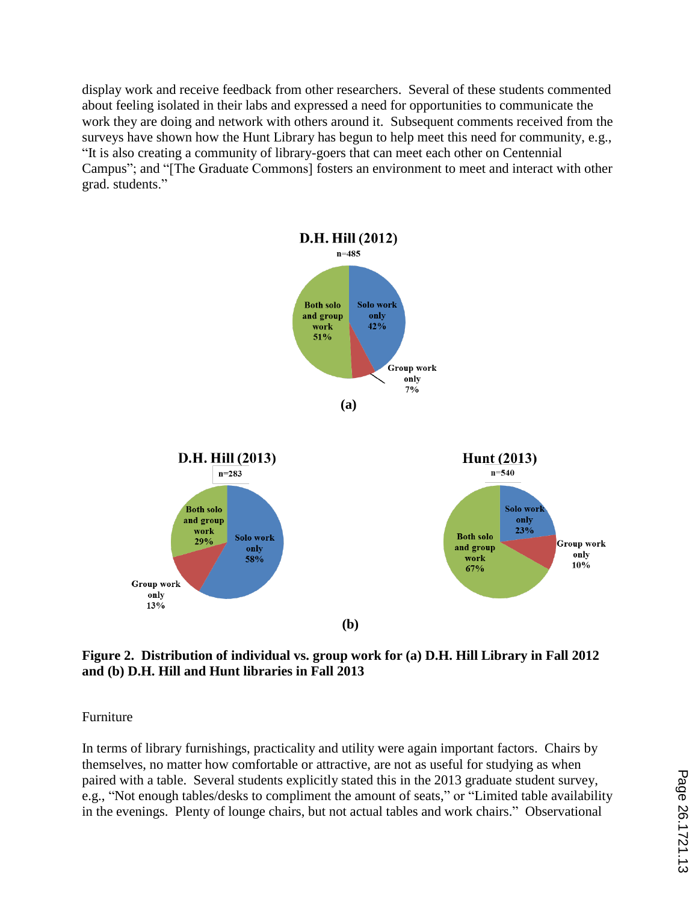display work and receive feedback from other researchers. Several of these students commented about feeling isolated in their labs and expressed a need for opportunities to communicate the work they are doing and network with others around it. Subsequent comments received from the surveys have shown how the Hunt Library has begun to help meet this need for community, e.g., "It is also creating a community of library-goers that can meet each other on Centennial Campus"; and "[The Graduate Commons] fosters an environment to meet and interact with other grad. students."

**Figure 2. Distribution of individual vs. group work for (a) D.H. Hill Library in Fall 2012 and (b) D.H. Hill and Hunt libraries in Fall 2013**

Furniture

In terms of library furnishings, practicality and utility were again important factors. Chairs by themselves, no matter how comfortable or attractive, are not as useful for studying as when paired with a table. Several students explicitly stated this in the 2013 graduate student survey, e.g., "Not enough tables/desks to compliment the amount of seats," or "Limited table availability in the evenings. Plenty of lounge chairs, but not actual tables and work chairs." Observational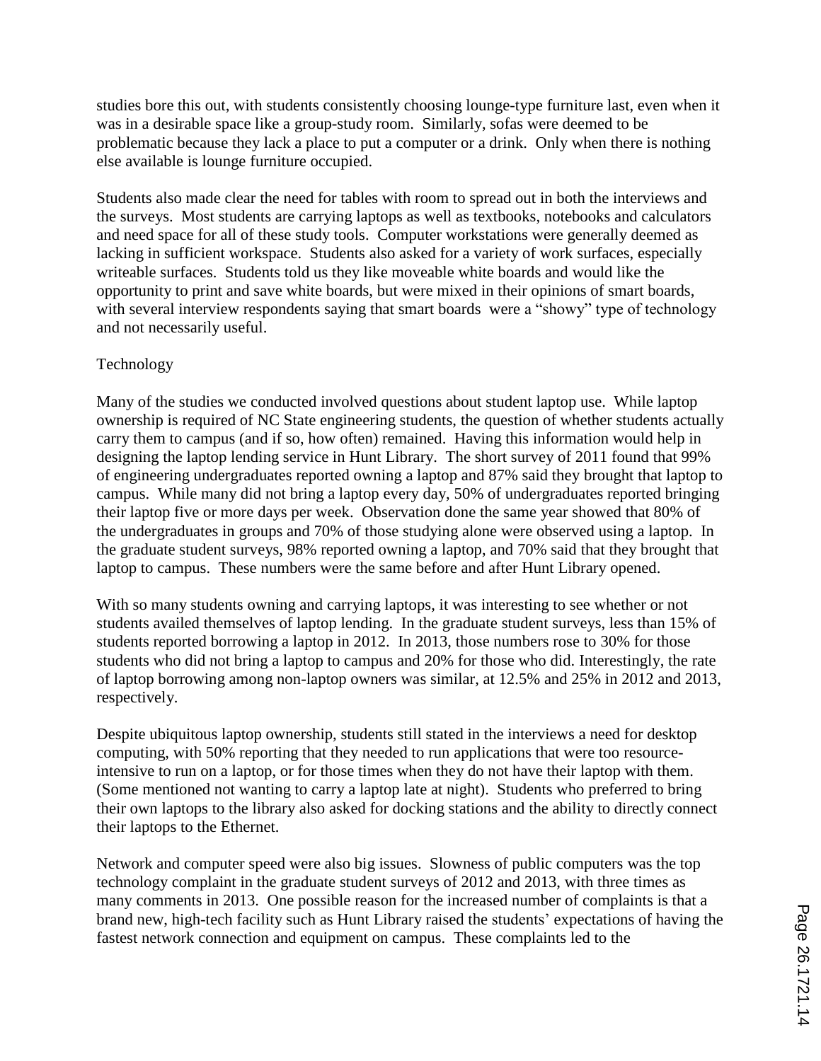studies bore this out, with students consistently choosing lounge-type furniture last, even when it was in a desirable space like a group-study room. Similarly, sofas were deemed to be problematic because they lack a place to put a computer or a drink. Only when there is nothing else available is lounge furniture occupied.

Students also made clear the need for tables with room to spread out in both the interviews and the surveys. Most students are carrying laptops as well as textbooks, notebooks and calculators and need space for all of these study tools. Computer workstations were generally deemed as lacking in sufficient workspace. Students also asked for a variety of work surfaces, especially writeable surfaces. Students told us they like moveable white boards and would like the opportunity to print and save white boards, but were mixed in their opinions of smart boards, with several interview respondents saying that smart boards were a "showy" type of technology and not necessarily useful.

Technology

Many of the studies we conducted involved questions about student laptop use. While laptop ownership is required of NC State engineering students, the question of whether students actually carry them to campus (and if so, how often) remained. Having this information would help in designing the laptop lending service in Hunt Library. The short survey of 2011 found that 99% of engineering undergraduates reported owning a laptop and 87% said they brought that laptop to campus. While many did not bring a laptop every day, 50% of undergraduates reported bringing their laptop five or more days per week. Observation done the same year showed that 80% of the undergraduates in groups and 70% of those studying alone were observed using a laptop. In the graduate student surveys, 98% reported owning a laptop, and 70% said that they brought that laptop to campus. These numbers were the same before and after Hunt Library opened.

With so many students owning and carrying laptops, it was interesting to see whether or not students availed themselves of laptop lending. In the graduate student surveys, less than 15% of students reported borrowing a laptop in 2012. In 2013, those numbers rose to 30% for those students who did not bring a laptop to campus and 20% for those who did. Interestingly, the rate of laptop borrowing among non-laptop owners was similar, at 12.5% and 25% in 2012 and 2013, respectively.

Despite ubiquitous laptop ownership, students still stated in the interviews a need for desktop computing, with 50% reporting that they needed to run applications that were too resource-intensive to run on a laptop, or for those times when they do not have their laptop with them. (Some mentioned not wanting to carry a laptop late at night). Students who preferred to bring their own laptops to the library also asked for docking stations and the ability to directly connect their laptops to the Ethernet.

Network and computer speed were also big issues. Slowness of public computers was the top technology complaint in the graduate student surveys of 2012 and 2013, with three times as many comments in 2013. One possible reason for the increased number of complaints is that a brand new, high-tech facility such as Hunt Library raised the students' expectations of having the fastest network connection and equipment on campus. These complaints led to the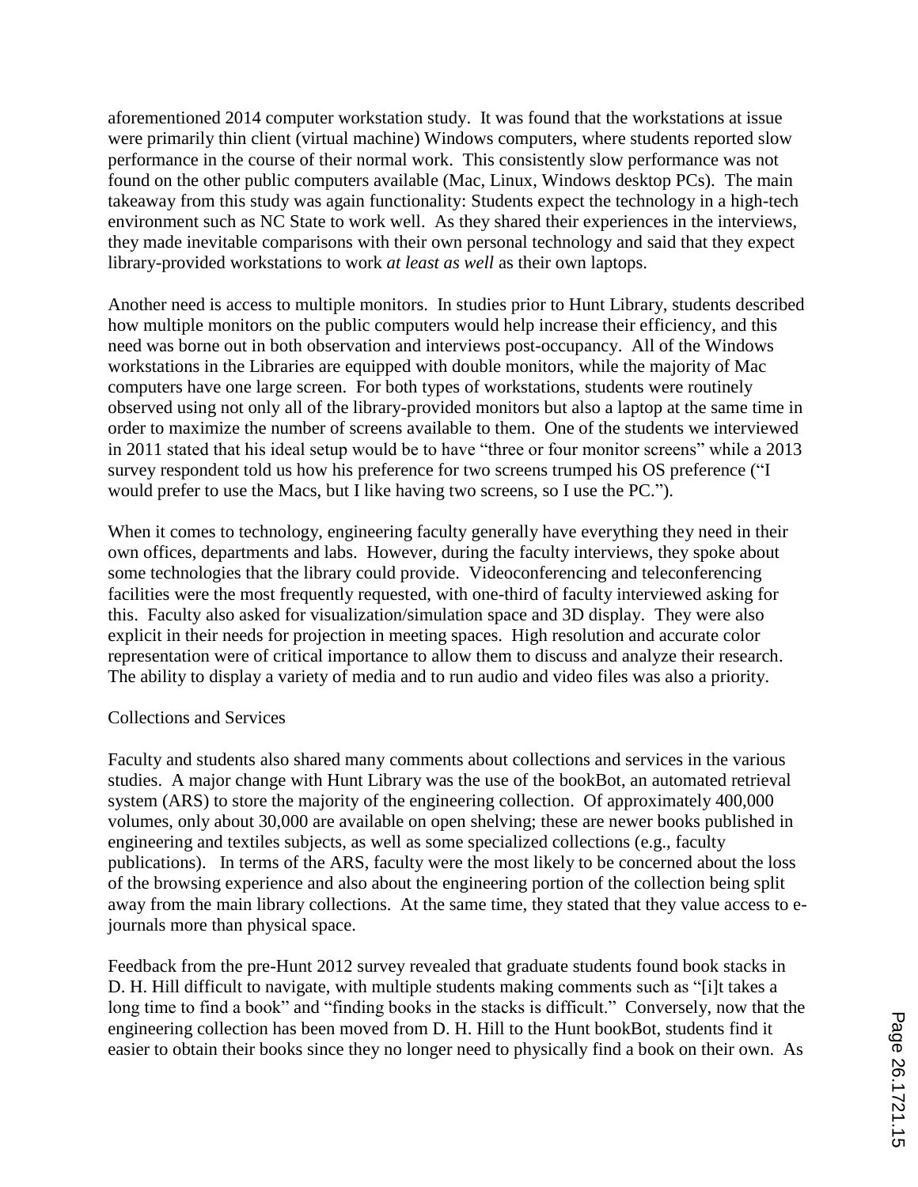aforementioned 2014 computer workstation study. It was found that the workstations at issue were primarily thin client (virtual machine) Windows computers, where students reported slow performance in the course of their normal work. This consistently slow performance was not found on the other public computers available (Mac, Linux, Windows desktop PCs). The main takeaway from this study was again functionality: Students expect the technology in a high-tech environment such as NC State to work well. As they shared their experiences in the interviews, they made inevitable comparisons with their own personal technology and said that they expect library-provided workstations to work *at least as well* as their own laptops.

Another need is access to multiple monitors. In studies prior to Hunt Library, students described how multiple monitors on the public computers would help increase their efficiency, and this need was borne out in both observation and interviews post-occupancy. All of the Windows workstations in the Libraries are equipped with double monitors, while the majority of Mac computers have one large screen. For both types of workstations, students were routinely observed using not only all of the library-provided monitors but also a laptop at the same time in order to maximize the number of screens available to them. One of the students we interviewed in 2011 stated that his ideal setup would be to have "three or four monitor screens" while a 2013 survey respondent told us how his preference for two screens trumped his OS preference ("I would prefer to use the Macs, but I like having two screens, so I use the PC.").

When it comes to technology, engineering faculty generally have everything they need in their own offices, departments and labs. However, during the faculty interviews, they spoke about some technologies that the library could provide. Videoconferencing and teleconferencing facilities were the most frequently requested, with one-third of faculty interviewed asking for this. Faculty also asked for visualization/simulation space and 3D display. They were also explicit in their needs for projection in meeting spaces. High resolution and accurate color representation were of critical importance to allow them to discuss and analyze their research. The ability to display a variety of media and to run audio and video files was also a priority.

Collections and Services

Faculty and students also shared many comments about collections and services in the various studies. A major change with Hunt Library was the use of the bookBot, an automated retrieval system (ARS) to store the majority of the engineering collection. Of approximately 400,000 volumes, only about 30,000 are available on open shelving; these are newer books published in engineering and textiles subjects, as well as some specialized collections (e.g., faculty publications). In terms of the ARS, faculty were the most likely to be concerned about the loss of the browsing experience and also about the engineering portion of the collection being split away from the main library collections. At the same time, they stated that they value access to e-journals more than physical space.

Feedback from the pre-Hunt 2012 survey revealed that graduate students found book stacks in D. H. Hill difficult to navigate, with multiple students making comments such as "[i]t takes a long time to find a book" and "finding books in the stacks is difficult." Conversely, now that the engineering collection has been moved from D. H. Hill to the Hunt bookBot, students find it easier to obtain their books since they no longer need to physically find a book on their own. As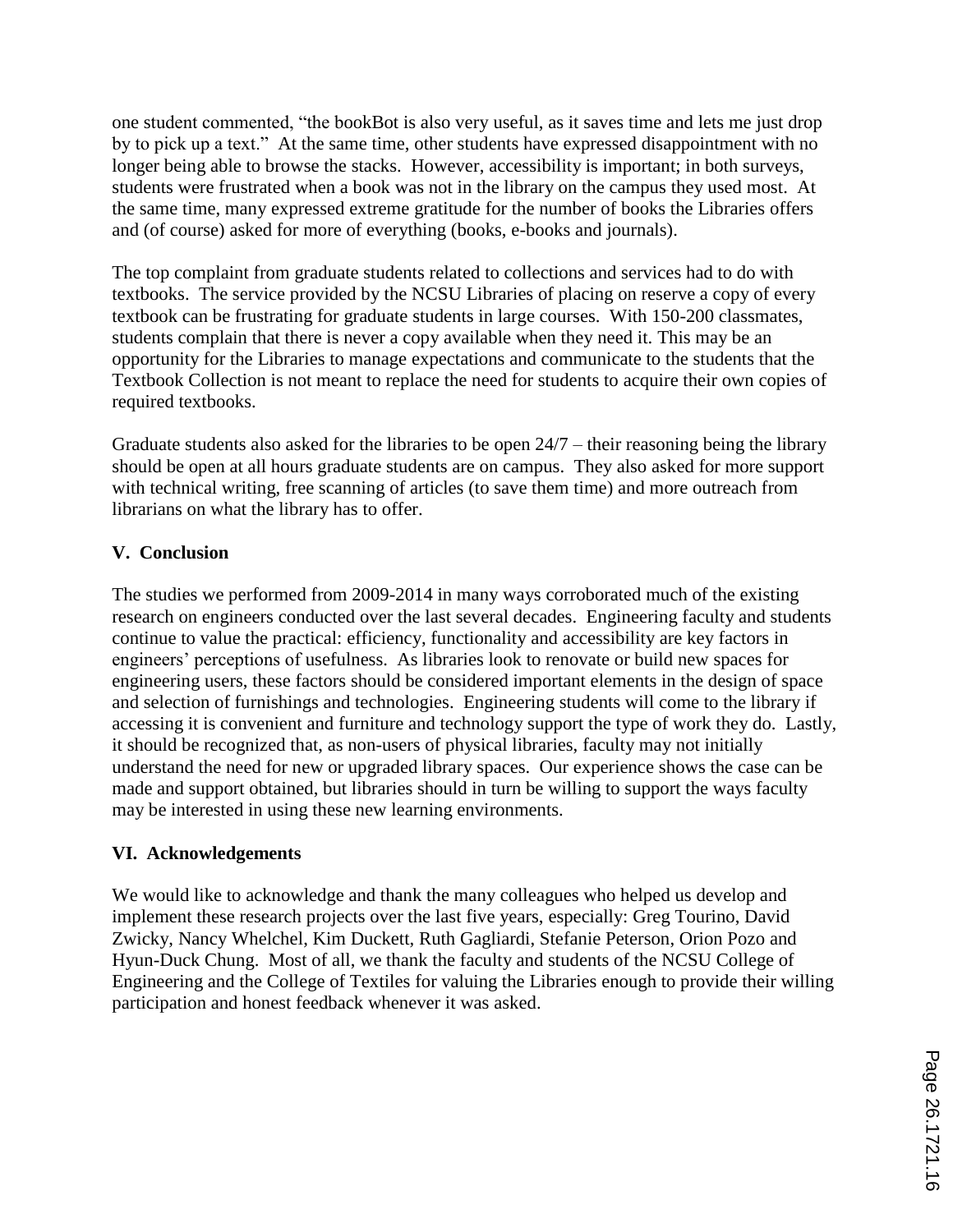one student commented, "the bookBot is also very useful, as it saves time and lets me just drop by to pick up a text." At the same time, other students have expressed disappointment with no longer being able to browse the stacks. However, accessibility is important; in both surveys, students were frustrated when a book was not in the library on the campus they used most. At the same time, many expressed extreme gratitude for the number of books the Libraries offers and (of course) asked for more of everything (books, e-books and journals).

The top complaint from graduate students related to collections and services had to do with textbooks. The service provided by the NCSU Libraries of placing on reserve a copy of every textbook can be frustrating for graduate students in large courses. With 150-200 classmates, students complain that there is never a copy available when they need it. This may be an opportunity for the Libraries to manage expectations and communicate to the students that the Textbook Collection is not meant to replace the need for students to acquire their own copies of required textbooks.

Graduate students also asked for the libraries to be open 24/7 – their reasoning being the library should be open at all hours graduate students are on campus. They also asked for more support with technical writing, free scanning of articles (to save them time) and more outreach from librarians on what the library has to offer.

## V. Conclusion

The studies we performed from 2009-2014 in many ways corroborated much of the existing research on engineers conducted over the last several decades. Engineering faculty and students continue to value the practical: efficiency, functionality and accessibility are key factors in engineers' perceptions of usefulness. As libraries look to renovate or build new spaces for engineering users, these factors should be considered important elements in the design of space and selection of furnishings and technologies. Engineering students will come to the library if accessing it is convenient and furniture and technology support the type of work they do. Lastly, it should be recognized that, as non-users of physical libraries, faculty may not initially understand the need for new or upgraded library spaces. Our experience shows the case can be made and support obtained, but libraries should in turn be willing to support the ways faculty may be interested in using these new learning environments.

## VI. Acknowledgements

We would like to acknowledge and thank the many colleagues who helped us develop and implement these research projects over the last five years, especially: Greg Tourino, David Zwicky, Nancy Whelchel, Kim Duckett, Ruth Gagliardi, Stefanie Peterson, Orion Pozo and Hyun-Duck Chung. Most of all, we thank the faculty and students of the NCSU College of Engineering and the College of Textiles for valuing the Libraries enough to provide their willing participation and honest feedback whenever it was asked.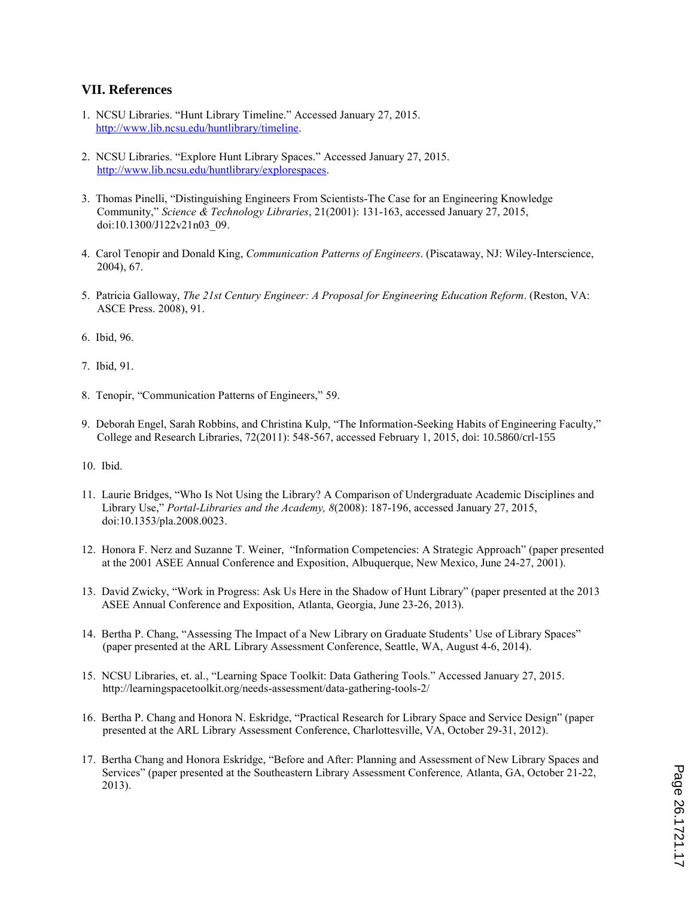## VII. References

1. NCSU Libraries. "Hunt Library Timeline." Accessed January 27, 2015. http://www.lib.ncsu.edu/huntlibrary/timeline.

2. NCSU Libraries. "Explore Hunt Library Spaces." Accessed January 27, 2015. http://www.lib.ncsu.edu/huntlibrary/explorespaces.

3. Thomas Pinelli, "Distinguishing Engineers From Scientists-The Case for an Engineering Knowledge Community," *Science & Technology Libraries*, 21(2001): 131-163, accessed January 27, 2015, doi:10.1300/J122v21n03_09.

4. Carol Tenopir and Donald King, *Communication Patterns of Engineers*. (Piscataway, NJ: Wiley-Interscience, 2004), 67.

5. Patricia Galloway, *The 21st Century Engineer: A Proposal for Engineering Education Reform*. (Reston, VA: ASCE Press. 2008), 91.

6. Ibid, 96.

7. Ibid, 91.

8. Tenopir, "Communication Patterns of Engineers," 59.

9. Deborah Engel, Sarah Robbins, and Christina Kulp, "The Information-Seeking Habits of Engineering Faculty," College and Research Libraries, 72(2011): 548-567, accessed February 1, 2015, doi: 10.5860/crl-155

10. Ibid.

11. Laurie Bridges, "Who Is Not Using the Library? A Comparison of Undergraduate Academic Disciplines and Library Use," *Portal-Libraries and the Academy, 8*(2008): 187-196, accessed January 27, 2015, doi:10.1353/pla.2008.0023.

12. Honora F. Nerz and Suzanne T. Weiner, "Information Competencies: A Strategic Approach" (paper presented at the 2001 ASEE Annual Conference and Exposition, Albuquerque, New Mexico, June 24-27, 2001).

13. David Zwicky, "Work in Progress: Ask Us Here in the Shadow of Hunt Library" (paper presented at the 2013 ASEE Annual Conference and Exposition, Atlanta, Georgia, June 23-26, 2013).

14. Bertha P. Chang, "Assessing The Impact of a New Library on Graduate Students' Use of Library Spaces" (paper presented at the ARL Library Assessment Conference, Seattle, WA, August 4-6, 2014).

15. NCSU Libraries, et. al., "Learning Space Toolkit: Data Gathering Tools." Accessed January 27, 2015. http://learningspacetoolkit.org/needs-assessment/data-gathering-tools-2/

16. Bertha P. Chang and Honora N. Eskridge, "Practical Research for Library Space and Service Design" (paper presented at the ARL Library Assessment Conference, Charlottesville, VA, October 29-31, 2012).

17. Bertha Chang and Honora Eskridge, "Before and After: Planning and Assessment of New Library Spaces and Services" (paper presented at the Southeastern Library Assessment Conference*,* Atlanta, GA, October 21-22, 2013).